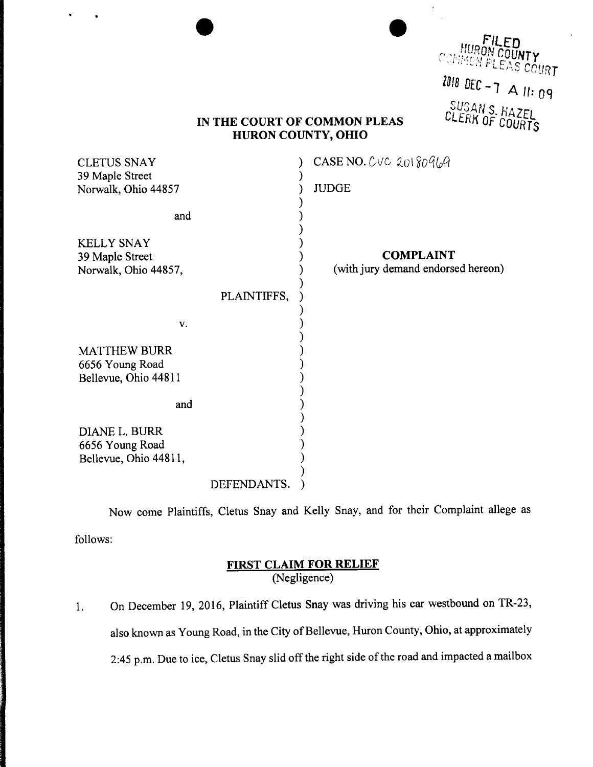FILED
HURON COUNTY
COMMON PLEAS COURT

2018 DEC -7 A 11:09

SUSAN S. HAZEL
CLERK OF COURTS

**IN THE COURT OF COMMON PLEAS**
**HURON COUNTY, OHIO**

| | |
|---|---|
| CLETUS SNAY<br>39 Maple Street<br>Norwalk, Ohio 44857 | CASE NO. CVC 20180969 |
| | JUDGE |
| and | |
| KELLY SNAY<br>39 Maple Street<br>Norwalk, Ohio 44857, | **COMPLAINT**<br>(with jury demand endorsed hereon) |
| PLAINTIFFS, | |
| v. | |
| MATTHEW BURR<br>6656 Young Road<br>Bellevue, Ohio 44811 | |
| and | |
| DIANE L. BURR<br>6656 Young Road<br>Bellevue, Ohio 44811, | |
| DEFENDANTS. | |

Now come Plaintiffs, Cletus Snay and Kelly Snay, and for their Complaint allege as follows:

**FIRST CLAIM FOR RELIEF**
(Negligence)

1. On December 19, 2016, Plaintiff Cletus Snay was driving his car westbound on TR-23, also known as Young Road, in the City of Bellevue, Huron County, Ohio, at approximately 2:45 p.m. Due to ice, Cletus Snay slid off the right side of the road and impacted a mailbox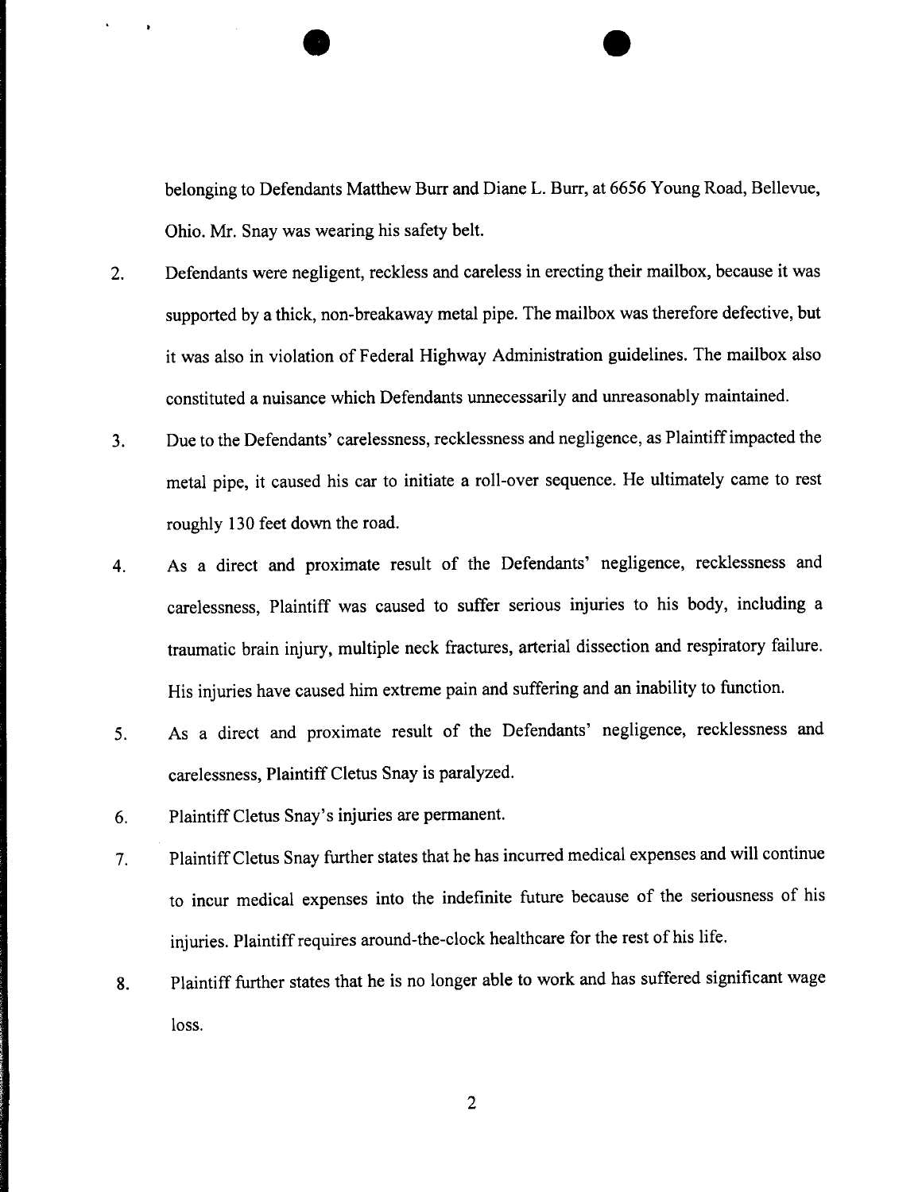belonging to Defendants Matthew Burr and Diane L. Burr, at 6656 Young Road, Bellevue, Ohio. Mr. Snay was wearing his safety belt.

2. Defendants were negligent, reckless and careless in erecting their mailbox, because it was supported by a thick, non-breakaway metal pipe. The mailbox was therefore defective, but it was also in violation of Federal Highway Administration guidelines. The mailbox also constituted a nuisance which Defendants unnecessarily and unreasonably maintained.

3. Due to the Defendants' carelessness, recklessness and negligence, as Plaintiff impacted the metal pipe, it caused his car to initiate a roll-over sequence. He ultimately came to rest roughly 130 feet down the road.

4. As a direct and proximate result of the Defendants' negligence, recklessness and carelessness, Plaintiff was caused to suffer serious injuries to his body, including a traumatic brain injury, multiple neck fractures, arterial dissection and respiratory failure. His injuries have caused him extreme pain and suffering and an inability to function.

5. As a direct and proximate result of the Defendants' negligence, recklessness and carelessness, Plaintiff Cletus Snay is paralyzed.

6. Plaintiff Cletus Snay's injuries are permanent.

7. Plaintiff Cletus Snay further states that he has incurred medical expenses and will continue to incur medical expenses into the indefinite future because of the seriousness of his injuries. Plaintiff requires around-the-clock healthcare for the rest of his life.

8. Plaintiff further states that he is no longer able to work and has suffered significant wage loss.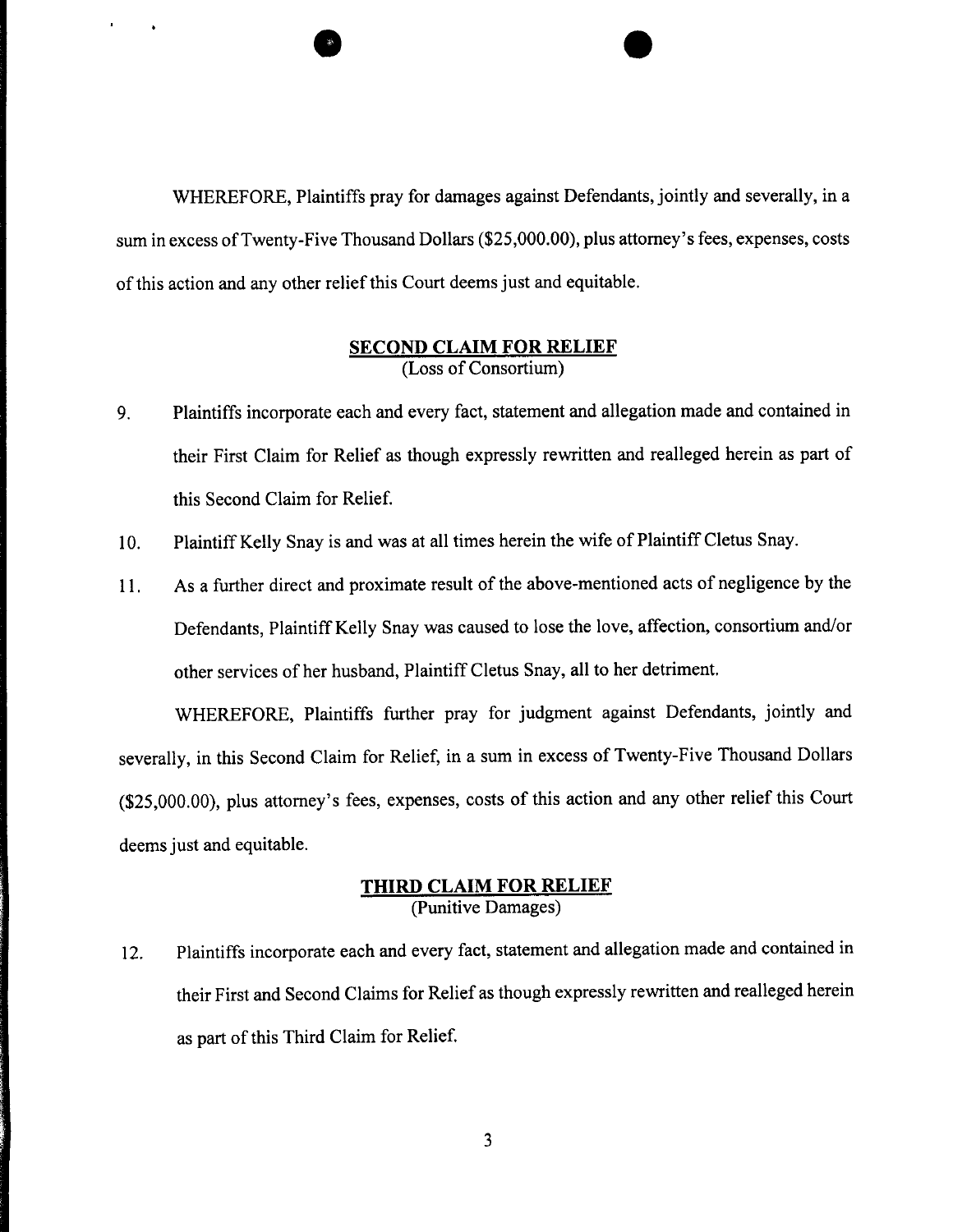WHEREFORE, Plaintiffs pray for damages against Defendants, jointly and severally, in a sum in excess of Twenty-Five Thousand Dollars ($25,000.00), plus attorney's fees, expenses, costs of this action and any other relief this Court deems just and equitable.

## SECOND CLAIM FOR RELIEF
(Loss of Consortium)

9. Plaintiffs incorporate each and every fact, statement and allegation made and contained in their First Claim for Relief as though expressly rewritten and realleged herein as part of this Second Claim for Relief.

10. Plaintiff Kelly Snay is and was at all times herein the wife of Plaintiff Cletus Snay.

11. As a further direct and proximate result of the above-mentioned acts of negligence by the Defendants, Plaintiff Kelly Snay was caused to lose the love, affection, consortium and/or other services of her husband, Plaintiff Cletus Snay, all to her detriment.

WHEREFORE, Plaintiffs further pray for judgment against Defendants, jointly and severally, in this Second Claim for Relief, in a sum in excess of Twenty-Five Thousand Dollars ($25,000.00), plus attorney's fees, expenses, costs of this action and any other relief this Court deems just and equitable.

## THIRD CLAIM FOR RELIEF
(Punitive Damages)

12. Plaintiffs incorporate each and every fact, statement and allegation made and contained in their First and Second Claims for Relief as though expressly rewritten and realleged herein as part of this Third Claim for Relief.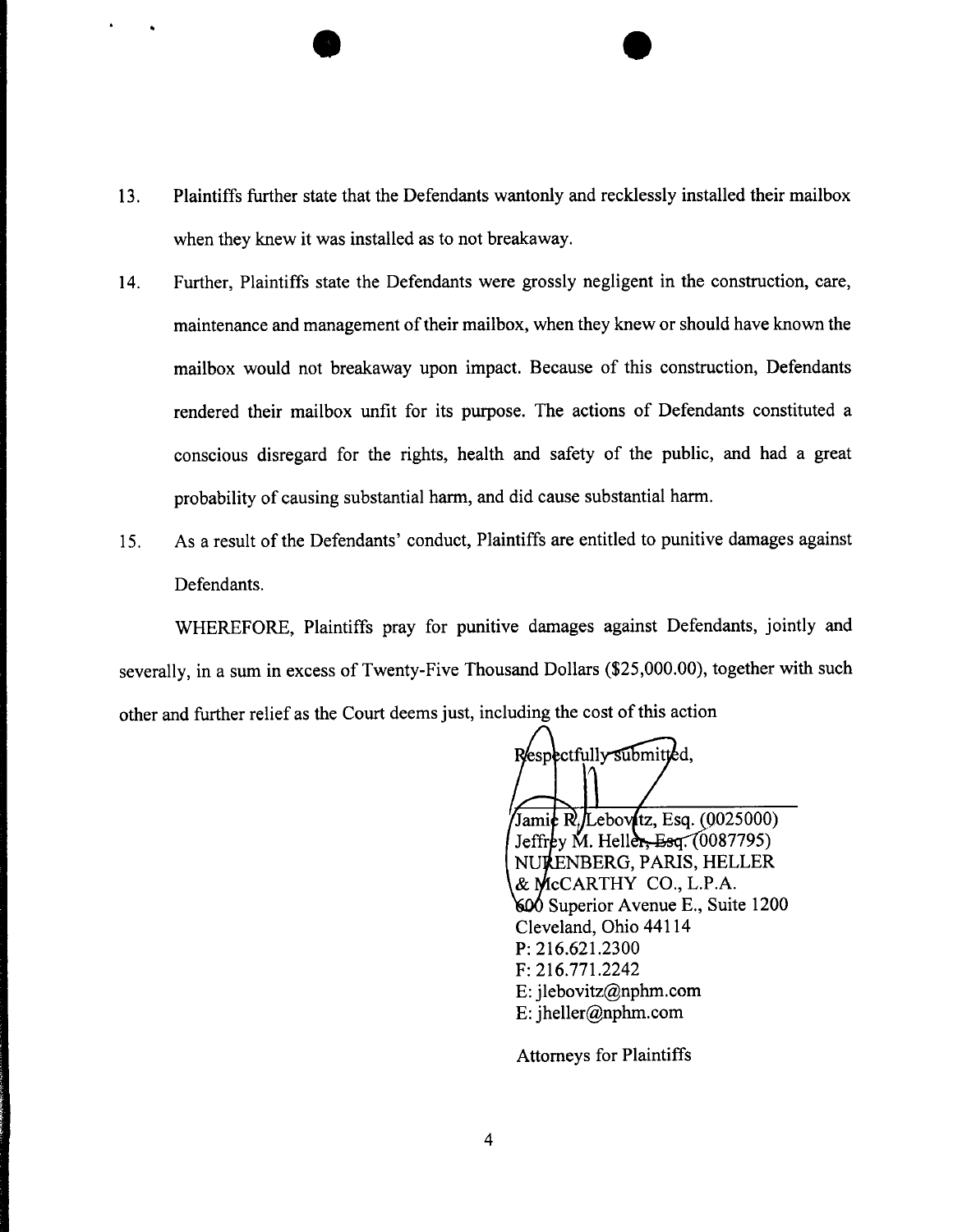13. Plaintiffs further state that the Defendants wantonly and recklessly installed their mailbox when they knew it was installed as to not breakaway.

14. Further, Plaintiffs state the Defendants were grossly negligent in the construction, care, maintenance and management of their mailbox, when they knew or should have known the mailbox would not breakaway upon impact. Because of this construction, Defendants rendered their mailbox unfit for its purpose. The actions of Defendants constituted a conscious disregard for the rights, health and safety of the public, and had a great probability of causing substantial harm, and did cause substantial harm.

15. As a result of the Defendants' conduct, Plaintiffs are entitled to punitive damages against Defendants.

WHEREFORE, Plaintiffs pray for punitive damages against Defendants, jointly and severally, in a sum in excess of Twenty-Five Thousand Dollars ($25,000.00), together with such other and further relief as the Court deems just, including the cost of this action

Respectfully submitted,

Jamie R. Lebovitz, Esq. (0025000)
Jeffrey M. Heller, Esq. (0087795)
NURENBERG, PARIS, HELLER & McCARTHY CO., L.P.A.
600 Superior Avenue E., Suite 1200
Cleveland, Ohio 44114
P: 216.621.2300
F: 216.771.2242
E: jlebovitz@nphm.com
E: jheller@nphm.com

Attorneys for Plaintiffs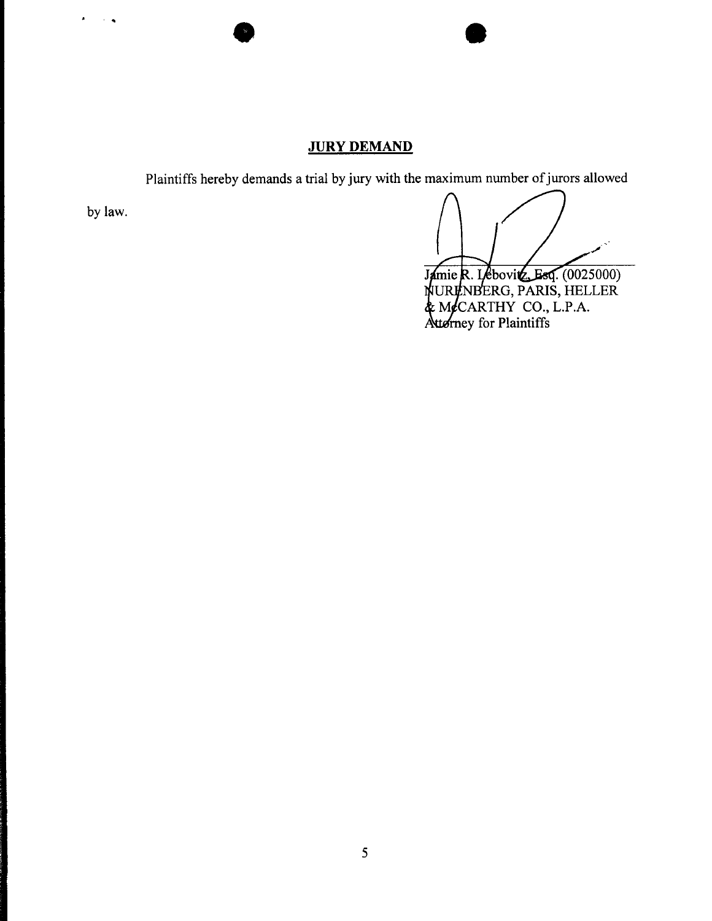## JURY DEMAND

Plaintiffs hereby demands a trial by jury with the maximum number of jurors allowed by law.

Jamie R. Lebovitz, Esq. (0025000)
NURENBERG, PARIS, HELLER & McCARTHY CO., L.P.A.
Attorney for Plaintiffs